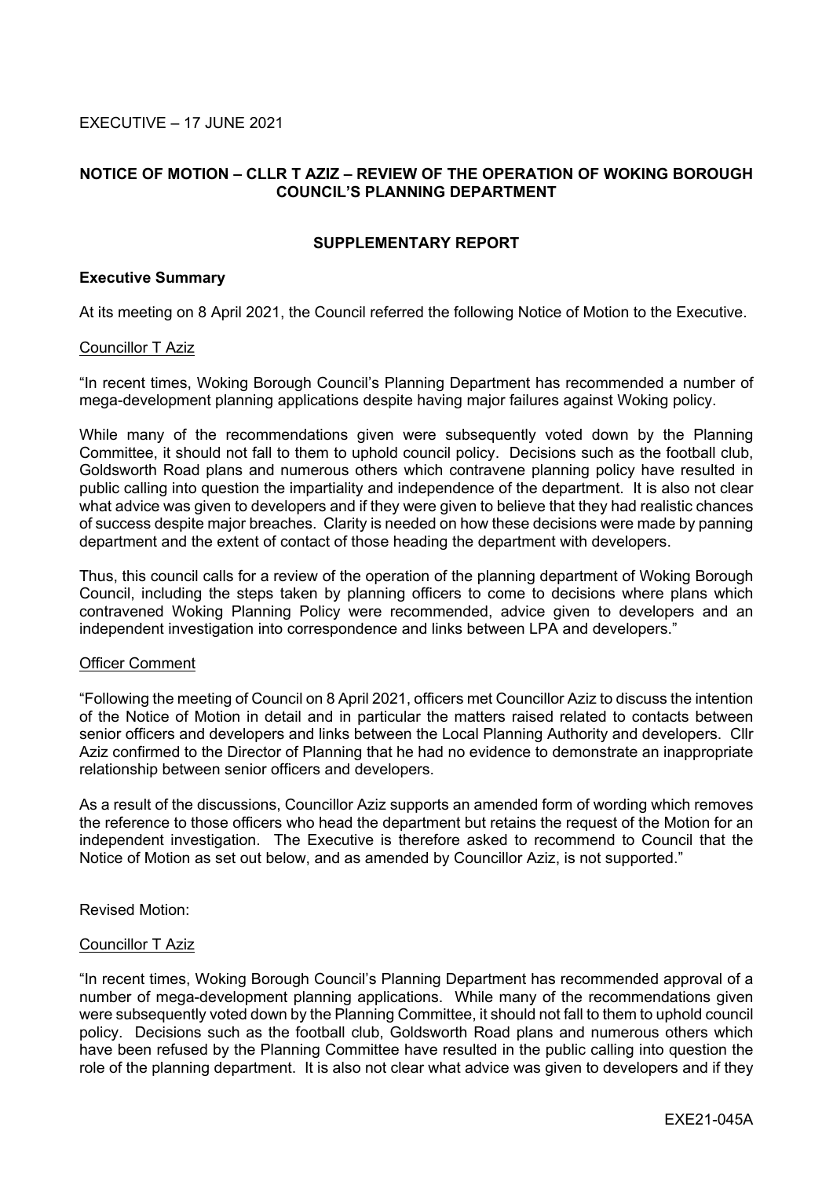EXECUTIVE – 17 JUNE 2021

**NOTICE OF MOTION – CLLR T AZIZ – REVIEW OF THE OPERATION OF WOKING BOROUGH COUNCIL'S PLANNING DEPARTMENT**

**SUPPLEMENTARY REPORT**

**Executive Summary**

At its meeting on 8 April 2021, the Council referred the following Notice of Motion to the Executive.

Councillor T Aziz

"In recent times, Woking Borough Council's Planning Department has recommended a number of mega-development planning applications despite having major failures against Woking policy.

While many of the recommendations given were subsequently voted down by the Planning Committee, it should not fall to them to uphold council policy. Decisions such as the football club, Goldsworth Road plans and numerous others which contravene planning policy have resulted in public calling into question the impartiality and independence of the department. It is also not clear what advice was given to developers and if they were given to believe that they had realistic chances of success despite major breaches. Clarity is needed on how these decisions were made by panning department and the extent of contact of those heading the department with developers.

Thus, this council calls for a review of the operation of the planning department of Woking Borough Council, including the steps taken by planning officers to come to decisions where plans which contravened Woking Planning Policy were recommended, advice given to developers and an independent investigation into correspondence and links between LPA and developers."

Officer Comment

"Following the meeting of Council on 8 April 2021, officers met Councillor Aziz to discuss the intention of the Notice of Motion in detail and in particular the matters raised related to contacts between senior officers and developers and links between the Local Planning Authority and developers. Cllr Aziz confirmed to the Director of Planning that he had no evidence to demonstrate an inappropriate relationship between senior officers and developers.

As a result of the discussions, Councillor Aziz supports an amended form of wording which removes the reference to those officers who head the department but retains the request of the Motion for an independent investigation. The Executive is therefore asked to recommend to Council that the Notice of Motion as set out below, and as amended by Councillor Aziz, is not supported."

Revised Motion:

Councillor T Aziz

"In recent times, Woking Borough Council's Planning Department has recommended approval of a number of mega-development planning applications. While many of the recommendations given were subsequently voted down by the Planning Committee, it should not fall to them to uphold council policy. Decisions such as the football club, Goldsworth Road plans and numerous others which have been refused by the Planning Committee have resulted in the public calling into question the role of the planning department. It is also not clear what advice was given to developers and if they

EXE21-045A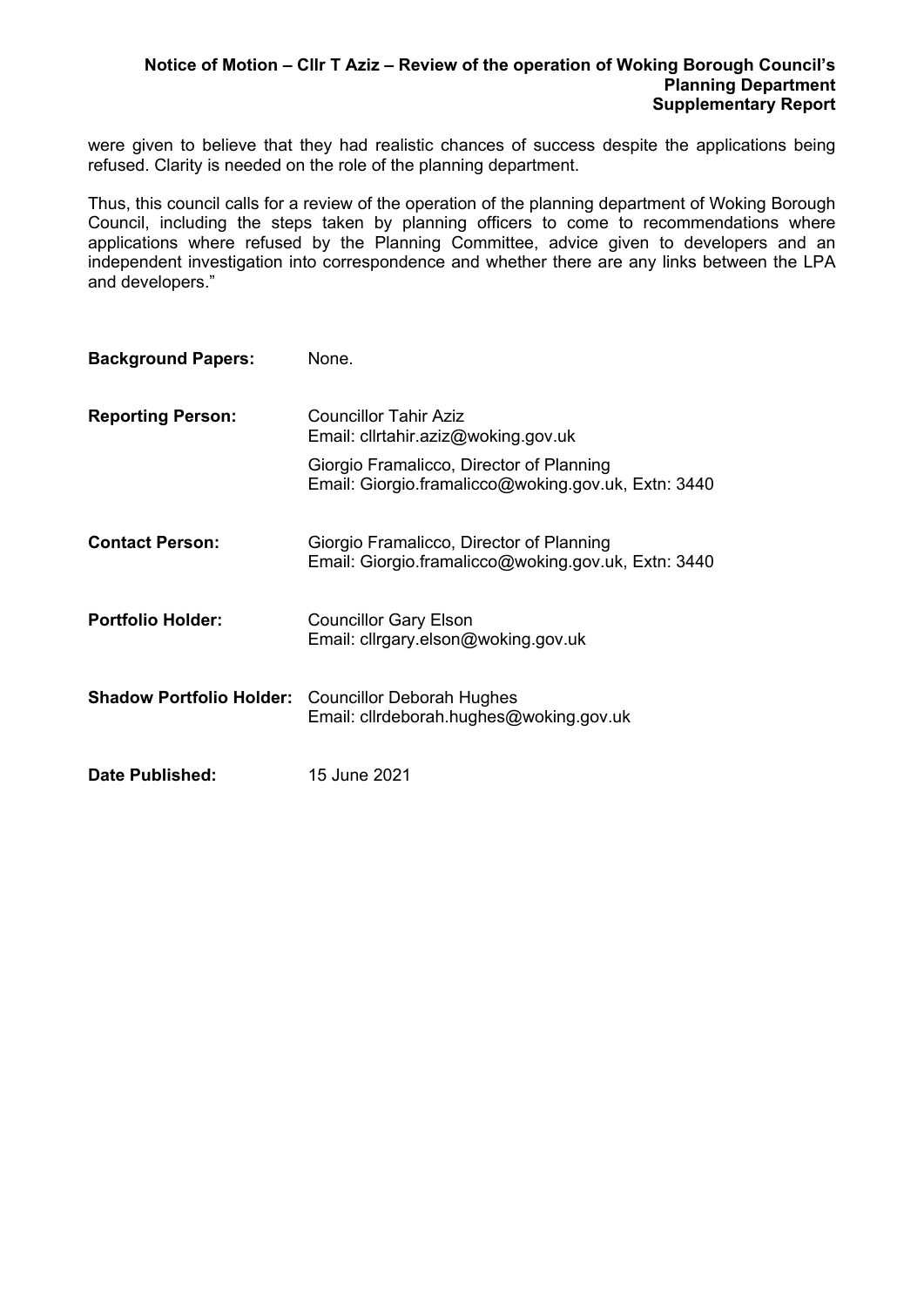were given to believe that they had realistic chances of success despite the applications being refused. Clarity is needed on the role of the planning department.

Thus, this council calls for a review of the operation of the planning department of Woking Borough Council, including the steps taken by planning officers to come to recommendations where applications where refused by the Planning Committee, advice given to developers and an independent investigation into correspondence and whether there are any links between the LPA and developers."

| | |
|---|---|
| **Background Papers:** | None. |
| **Reporting Person:** | Councillor Tahir Aziz<br>Email: cllrtahir.aziz@woking.gov.uk<br>Giorgio Framalicco, Director of Planning<br>Email: Giorgio.framalicco@woking.gov.uk, Extn: 3440 |
| **Contact Person:** | Giorgio Framalicco, Director of Planning<br>Email: Giorgio.framalicco@woking.gov.uk, Extn: 3440 |
| **Portfolio Holder:** | Councillor Gary Elson<br>Email: cllrgary.elson@woking.gov.uk |
| **Shadow Portfolio Holder:** | Councillor Deborah Hughes<br>Email: cllrdeborah.hughes@woking.gov.uk |
| **Date Published:** | 15 June 2021 |